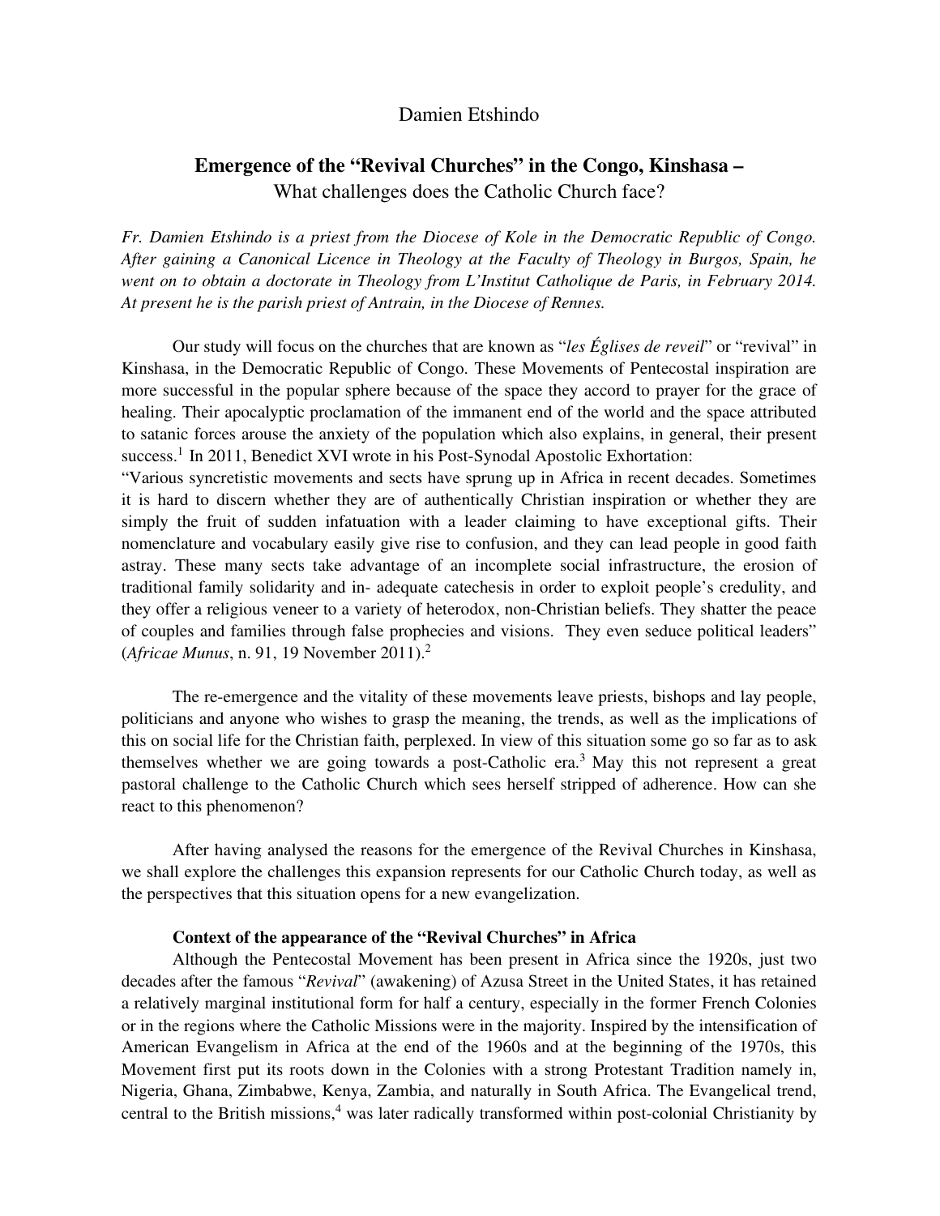Damien Etshindo

# Emergence of the "Revival Churches" in the Congo, Kinshasa –

## What challenges does the Catholic Church face?

*Fr. Damien Etshindo is a priest from the Diocese of Kole in the Democratic Republic of Congo. After gaining a Canonical Licence in Theology at the Faculty of Theology in Burgos, Spain, he went on to obtain a doctorate in Theology from L'Institut Catholique de Paris, in February 2014. At present he is the parish priest of Antrain, in the Diocese of Rennes.*

Our study will focus on the churches that are known as "*les Églises de reveil*" or "revival" in Kinshasa, in the Democratic Republic of Congo. These Movements of Pentecostal inspiration are more successful in the popular sphere because of the space they accord to prayer for the grace of healing. Their apocalyptic proclamation of the immanent end of the world and the space attributed to satanic forces arouse the anxiety of the population which also explains, in general, their present success.[1] In 2011, Benedict XVI wrote in his Post-Synodal Apostolic Exhortation:
"Various syncretistic movements and sects have sprung up in Africa in recent decades. Sometimes it is hard to discern whether they are of authentically Christian inspiration or whether they are simply the fruit of sudden infatuation with a leader claiming to have exceptional gifts. Their nomenclature and vocabulary easily give rise to confusion, and they can lead people in good faith astray. These many sects take advantage of an incomplete social infrastructure, the erosion of traditional family solidarity and in- adequate catechesis in order to exploit people's credulity, and they offer a religious veneer to a variety of heterodox, non-Christian beliefs. They shatter the peace of couples and families through false prophecies and visions. They even seduce political leaders" (*Africae Munus*, n. 91, 19 November 2011).[2]

The re-emergence and the vitality of these movements leave priests, bishops and lay people, politicians and anyone who wishes to grasp the meaning, the trends, as well as the implications of this on social life for the Christian faith, perplexed. In view of this situation some go so far as to ask themselves whether we are going towards a post-Catholic era.[3] May this not represent a great pastoral challenge to the Catholic Church which sees herself stripped of adherence. How can she react to this phenomenon?

After having analysed the reasons for the emergence of the Revival Churches in Kinshasa, we shall explore the challenges this expansion represents for our Catholic Church today, as well as the perspectives that this situation opens for a new evangelization.

### Context of the appearance of the "Revival Churches" in Africa

Although the Pentecostal Movement has been present in Africa since the 1920s, just two decades after the famous "*Revival*" (awakening) of Azusa Street in the United States, it has retained a relatively marginal institutional form for half a century, especially in the former French Colonies or in the regions where the Catholic Missions were in the majority. Inspired by the intensification of American Evangelism in Africa at the end of the 1960s and at the beginning of the 1970s, this Movement first put its roots down in the Colonies with a strong Protestant Tradition namely in, Nigeria, Ghana, Zimbabwe, Kenya, Zambia, and naturally in South Africa. The Evangelical trend, central to the British missions,[4] was later radically transformed within post-colonial Christianity by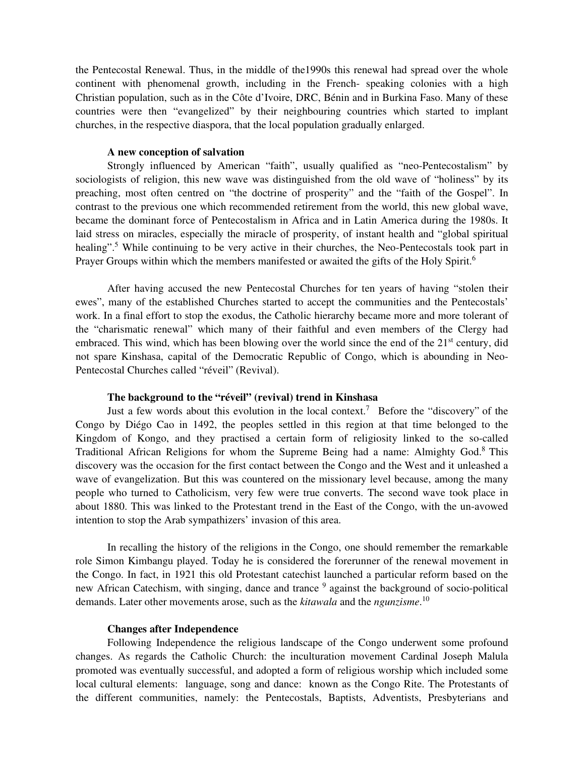the Pentecostal Renewal. Thus, in the middle of the1990s this renewal had spread over the whole continent with phenomenal growth, including in the French- speaking colonies with a high Christian population, such as in the Côte d'Ivoire, DRC, Bénin and in Burkina Faso. Many of these countries were then "evangelized" by their neighbouring countries which started to implant churches, in the respective diaspora, that the local population gradually enlarged.

**A new conception of salvation**

Strongly influenced by American "faith", usually qualified as "neo-Pentecostalism" by sociologists of religion, this new wave was distinguished from the old wave of "holiness" by its preaching, most often centred on "the doctrine of prosperity" and the "faith of the Gospel". In contrast to the previous one which recommended retirement from the world, this new global wave, became the dominant force of Pentecostalism in Africa and in Latin America during the 1980s. It laid stress on miracles, especially the miracle of prosperity, of instant health and "global spiritual healing".[5] While continuing to be very active in their churches, the Neo-Pentecostals took part in Prayer Groups within which the members manifested or awaited the gifts of the Holy Spirit.[6]

After having accused the new Pentecostal Churches for ten years of having "stolen their ewes", many of the established Churches started to accept the communities and the Pentecostals' work. In a final effort to stop the exodus, the Catholic hierarchy became more and more tolerant of the "charismatic renewal" which many of their faithful and even members of the Clergy had embraced. This wind, which has been blowing over the world since the end of the 21st century, did not spare Kinshasa, capital of the Democratic Republic of Congo, which is abounding in Neo-Pentecostal Churches called "réveil" (Revival).

**The background to the "réveil" (revival) trend in Kinshasa**

Just a few words about this evolution in the local context.[7] Before the "discovery" of the Congo by Diégo Cao in 1492, the peoples settled in this region at that time belonged to the Kingdom of Kongo, and they practised a certain form of religiosity linked to the so-called Traditional African Religions for whom the Supreme Being had a name: Almighty God.[8] This discovery was the occasion for the first contact between the Congo and the West and it unleashed a wave of evangelization. But this was countered on the missionary level because, among the many people who turned to Catholicism, very few were true converts. The second wave took place in about 1880. This was linked to the Protestant trend in the East of the Congo, with the un-avowed intention to stop the Arab sympathizers' invasion of this area.

In recalling the history of the religions in the Congo, one should remember the remarkable role Simon Kimbangu played. Today he is considered the forerunner of the renewal movement in the Congo. In fact, in 1921 this old Protestant catechist launched a particular reform based on the new African Catechism, with singing, dance and trance [9] against the background of socio-political demands. Later other movements arose, such as the *kitawala* and the *ngunzisme*.[10]

**Changes after Independence**

Following Independence the religious landscape of the Congo underwent some profound changes. As regards the Catholic Church: the inculturation movement Cardinal Joseph Malula promoted was eventually successful, and adopted a form of religious worship which included some local cultural elements: language, song and dance: known as the Congo Rite. The Protestants of the different communities, namely: the Pentecostals, Baptists, Adventists, Presbyterians and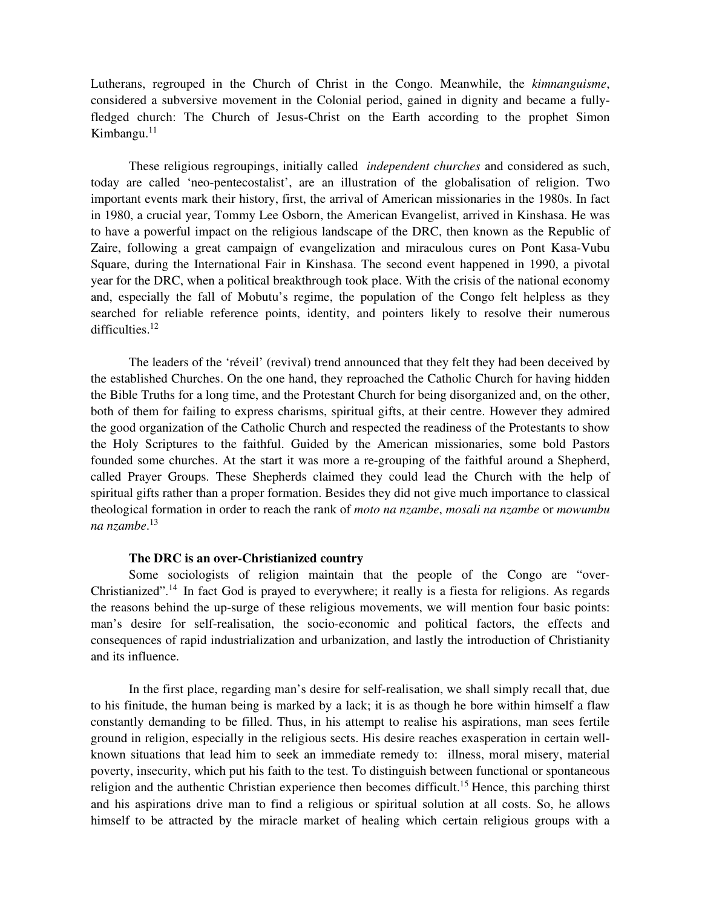Lutherans, regrouped in the Church of Christ in the Congo. Meanwhile, the *kimnanguisme*, considered a subversive movement in the Colonial period, gained in dignity and became a fully-fledged church: The Church of Jesus-Christ on the Earth according to the prophet Simon Kimbangu.[11]

These religious regroupings, initially called *independent churches* and considered as such, today are called 'neo-pentecostalist', are an illustration of the globalisation of religion. Two important events mark their history, first, the arrival of American missionaries in the 1980s. In fact in 1980, a crucial year, Tommy Lee Osborn, the American Evangelist, arrived in Kinshasa. He was to have a powerful impact on the religious landscape of the DRC, then known as the Republic of Zaire, following a great campaign of evangelization and miraculous cures on Pont Kasa-Vubu Square, during the International Fair in Kinshasa. The second event happened in 1990, a pivotal year for the DRC, when a political breakthrough took place. With the crisis of the national economy and, especially the fall of Mobutu's regime, the population of the Congo felt helpless as they searched for reliable reference points, identity, and pointers likely to resolve their numerous difficulties.[12]

The leaders of the 'réveil' (revival) trend announced that they felt they had been deceived by the established Churches. On the one hand, they reproached the Catholic Church for having hidden the Bible Truths for a long time, and the Protestant Church for being disorganized and, on the other, both of them for failing to express charisms, spiritual gifts, at their centre. However they admired the good organization of the Catholic Church and respected the readiness of the Protestants to show the Holy Scriptures to the faithful. Guided by the American missionaries, some bold Pastors founded some churches. At the start it was more a re-grouping of the faithful around a Shepherd, called Prayer Groups. These Shepherds claimed they could lead the Church with the help of spiritual gifts rather than a proper formation. Besides they did not give much importance to classical theological formation in order to reach the rank of *moto na nzambe*, *mosali na nzambe* or *mowumbu na nzambe*.[13]

**The DRC is an over-Christianized country**

Some sociologists of religion maintain that the people of the Congo are "over-Christianized".[14] In fact God is prayed to everywhere; it really is a fiesta for religions. As regards the reasons behind the up-surge of these religious movements, we will mention four basic points: man's desire for self-realisation, the socio-economic and political factors, the effects and consequences of rapid industrialization and urbanization, and lastly the introduction of Christianity and its influence.

In the first place, regarding man's desire for self-realisation, we shall simply recall that, due to his finitude, the human being is marked by a lack; it is as though he bore within himself a flaw constantly demanding to be filled. Thus, in his attempt to realise his aspirations, man sees fertile ground in religion, especially in the religious sects. His desire reaches exasperation in certain well-known situations that lead him to seek an immediate remedy to: illness, moral misery, material poverty, insecurity, which put his faith to the test. To distinguish between functional or spontaneous religion and the authentic Christian experience then becomes difficult.[15] Hence, this parching thirst and his aspirations drive man to find a religious or spiritual solution at all costs. So, he allows himself to be attracted by the miracle market of healing which certain religious groups with a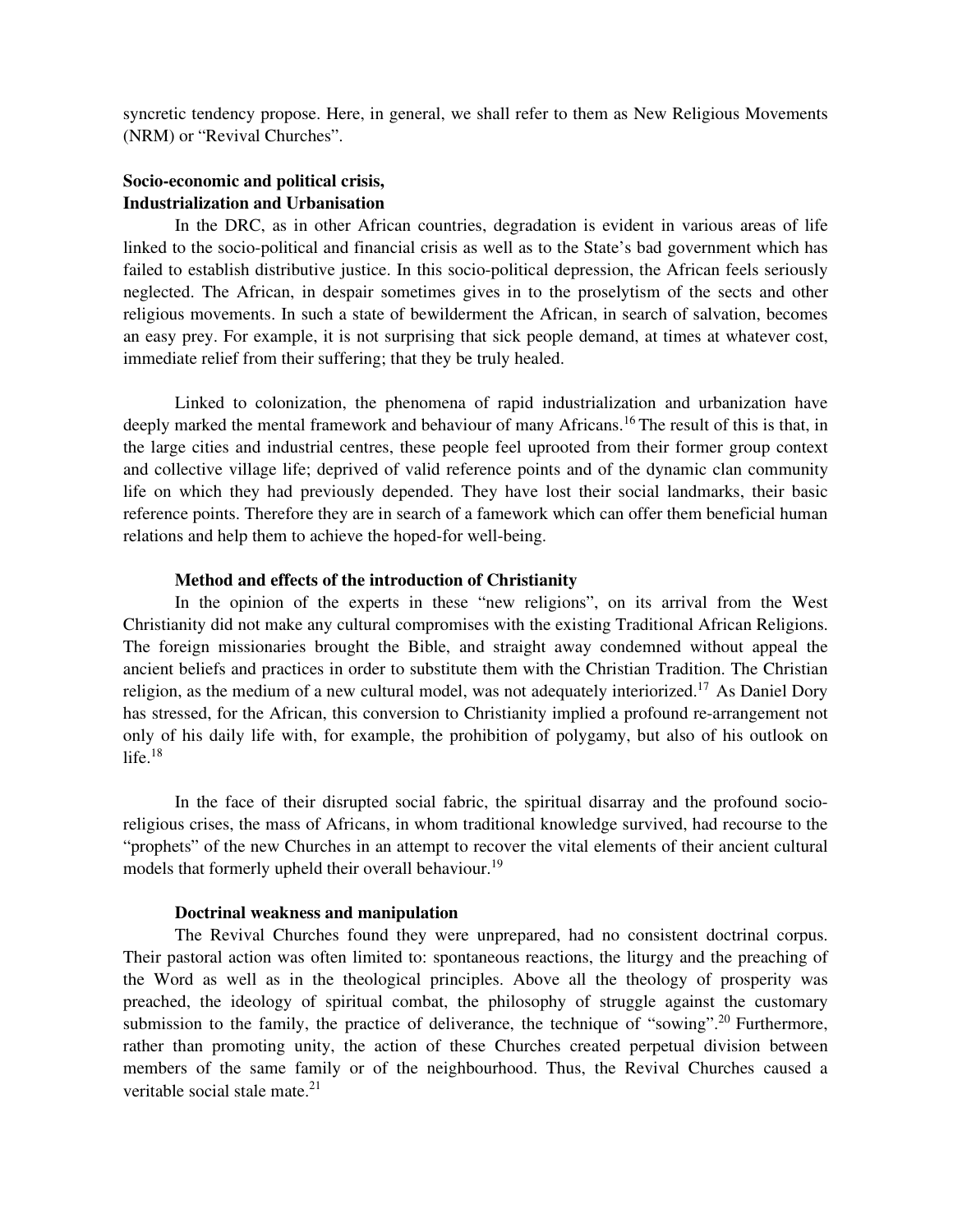syncretic tendency propose. Here, in general, we shall refer to them as New Religious Movements (NRM) or "Revival Churches".

**Socio-economic and political crisis, Industrialization and Urbanisation**

In the DRC, as in other African countries, degradation is evident in various areas of life linked to the socio-political and financial crisis as well as to the State's bad government which has failed to establish distributive justice. In this socio-political depression, the African feels seriously neglected. The African, in despair sometimes gives in to the proselytism of the sects and other religious movements. In such a state of bewilderment the African, in search of salvation, becomes an easy prey. For example, it is not surprising that sick people demand, at times at whatever cost, immediate relief from their suffering; that they be truly healed.

Linked to colonization, the phenomena of rapid industrialization and urbanization have deeply marked the mental framework and behaviour of many Africans.[16] The result of this is that, in the large cities and industrial centres, these people feel uprooted from their former group context and collective village life; deprived of valid reference points and of the dynamic clan community life on which they had previously depended. They have lost their social landmarks, their basic reference points. Therefore they are in search of a famework which can offer them beneficial human relations and help them to achieve the hoped-for well-being.

**Method and effects of the introduction of Christianity**

In the opinion of the experts in these "new religions", on its arrival from the West Christianity did not make any cultural compromises with the existing Traditional African Religions. The foreign missionaries brought the Bible, and straight away condemned without appeal the ancient beliefs and practices in order to substitute them with the Christian Tradition. The Christian religion, as the medium of a new cultural model, was not adequately interiorized.[17] As Daniel Dory has stressed, for the African, this conversion to Christianity implied a profound re-arrangement not only of his daily life with, for example, the prohibition of polygamy, but also of his outlook on life.[18]

In the face of their disrupted social fabric, the spiritual disarray and the profound socio-religious crises, the mass of Africans, in whom traditional knowledge survived, had recourse to the "prophets" of the new Churches in an attempt to recover the vital elements of their ancient cultural models that formerly upheld their overall behaviour.[19]

**Doctrinal weakness and manipulation**

The Revival Churches found they were unprepared, had no consistent doctrinal corpus. Their pastoral action was often limited to: spontaneous reactions, the liturgy and the preaching of the Word as well as in the theological principles. Above all the theology of prosperity was preached, the ideology of spiritual combat, the philosophy of struggle against the customary submission to the family, the practice of deliverance, the technique of "sowing".[20] Furthermore, rather than promoting unity, the action of these Churches created perpetual division between members of the same family or of the neighbourhood. Thus, the Revival Churches caused a veritable social stale mate.[21]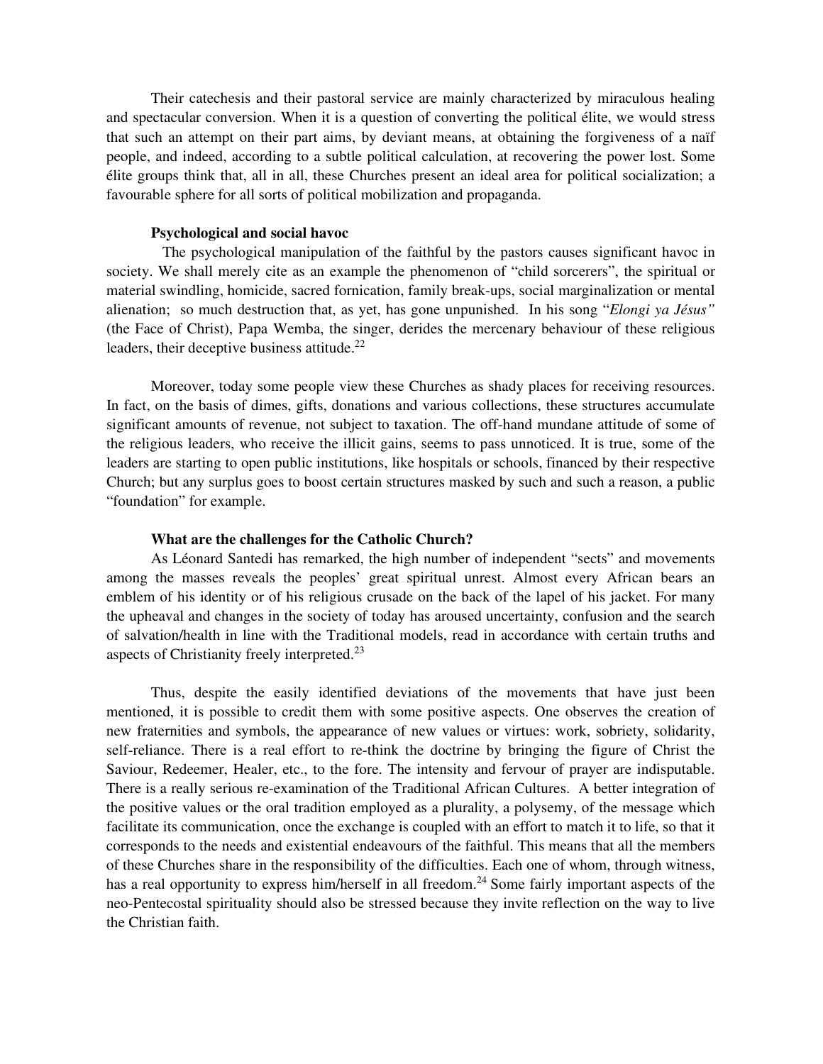Their catechesis and their pastoral service are mainly characterized by miraculous healing and spectacular conversion. When it is a question of converting the political élite, we would stress that such an attempt on their part aims, by deviant means, at obtaining the forgiveness of a naïf people, and indeed, according to a subtle political calculation, at recovering the power lost. Some élite groups think that, all in all, these Churches present an ideal area for political socialization; a favourable sphere for all sorts of political mobilization and propaganda.

**Psychological and social havoc**

The psychological manipulation of the faithful by the pastors causes significant havoc in society. We shall merely cite as an example the phenomenon of "child sorcerers", the spiritual or material swindling, homicide, sacred fornication, family break-ups, social marginalization or mental alienation; so much destruction that, as yet, has gone unpunished. In his song "*Elongi ya Jésus"* (the Face of Christ), Papa Wemba, the singer, derides the mercenary behaviour of these religious leaders, their deceptive business attitude.[22]

Moreover, today some people view these Churches as shady places for receiving resources. In fact, on the basis of dimes, gifts, donations and various collections, these structures accumulate significant amounts of revenue, not subject to taxation. The off-hand mundane attitude of some of the religious leaders, who receive the illicit gains, seems to pass unnoticed. It is true, some of the leaders are starting to open public institutions, like hospitals or schools, financed by their respective Church; but any surplus goes to boost certain structures masked by such and such a reason, a public "foundation" for example.

**What are the challenges for the Catholic Church?**

As Léonard Santedi has remarked, the high number of independent "sects" and movements among the masses reveals the peoples' great spiritual unrest. Almost every African bears an emblem of his identity or of his religious crusade on the back of the lapel of his jacket. For many the upheaval and changes in the society of today has aroused uncertainty, confusion and the search of salvation/health in line with the Traditional models, read in accordance with certain truths and aspects of Christianity freely interpreted.[23]

Thus, despite the easily identified deviations of the movements that have just been mentioned, it is possible to credit them with some positive aspects. One observes the creation of new fraternities and symbols, the appearance of new values or virtues: work, sobriety, solidarity, self-reliance. There is a real effort to re-think the doctrine by bringing the figure of Christ the Saviour, Redeemer, Healer, etc., to the fore. The intensity and fervour of prayer are indisputable. There is a really serious re-examination of the Traditional African Cultures. A better integration of the positive values or the oral tradition employed as a plurality, a polysemy, of the message which facilitate its communication, once the exchange is coupled with an effort to match it to life, so that it corresponds to the needs and existential endeavours of the faithful. This means that all the members of these Churches share in the responsibility of the difficulties. Each one of whom, through witness, has a real opportunity to express him/herself in all freedom.[24] Some fairly important aspects of the neo-Pentecostal spirituality should also be stressed because they invite reflection on the way to live the Christian faith.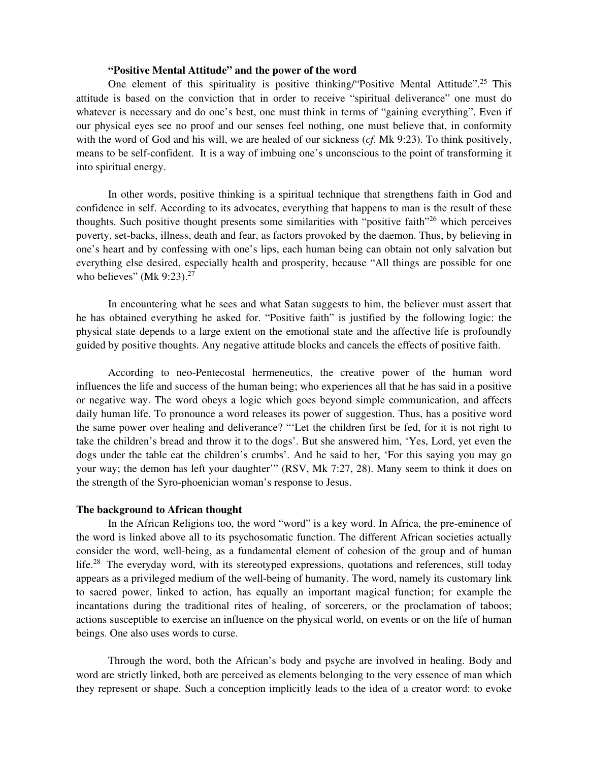**"Positive Mental Attitude" and the power of the word**

One element of this spirituality is positive thinking/"Positive Mental Attitude".[25] This attitude is based on the conviction that in order to receive "spiritual deliverance" one must do whatever is necessary and do one's best, one must think in terms of "gaining everything". Even if our physical eyes see no proof and our senses feel nothing, one must believe that, in conformity with the word of God and his will, we are healed of our sickness (*cf.* Mk 9:23). To think positively, means to be self-confident. It is a way of imbuing one's unconscious to the point of transforming it into spiritual energy.

In other words, positive thinking is a spiritual technique that strengthens faith in God and confidence in self. According to its advocates, everything that happens to man is the result of these thoughts. Such positive thought presents some similarities with "positive faith"[26] which perceives poverty, set-backs, illness, death and fear, as factors provoked by the daemon. Thus, by believing in one's heart and by confessing with one's lips, each human being can obtain not only salvation but everything else desired, especially health and prosperity, because "All things are possible for one who believes" (Mk 9:23).[27]

In encountering what he sees and what Satan suggests to him, the believer must assert that he has obtained everything he asked for. "Positive faith" is justified by the following logic: the physical state depends to a large extent on the emotional state and the affective life is profoundly guided by positive thoughts. Any negative attitude blocks and cancels the effects of positive faith.

According to neo-Pentecostal hermeneutics, the creative power of the human word influences the life and success of the human being; who experiences all that he has said in a positive or negative way. The word obeys a logic which goes beyond simple communication, and affects daily human life. To pronounce a word releases its power of suggestion. Thus, has a positive word the same power over healing and deliverance? "'Let the children first be fed, for it is not right to take the children's bread and throw it to the dogs'. But she answered him, 'Yes, Lord, yet even the dogs under the table eat the children's crumbs'. And he said to her, 'For this saying you may go your way; the demon has left your daughter'" (RSV, Mk 7:27, 28). Many seem to think it does on the strength of the Syro-phoenician woman's response to Jesus.

**The background to African thought**

In the African Religions too, the word "word" is a key word. In Africa, the pre-eminence of the word is linked above all to its psychosomatic function. The different African societies actually consider the word, well-being, as a fundamental element of cohesion of the group and of human life.[28] The everyday word, with its stereotyped expressions, quotations and references, still today appears as a privileged medium of the well-being of humanity. The word, namely its customary link to sacred power, linked to action, has equally an important magical function; for example the incantations during the traditional rites of healing, of sorcerers, or the proclamation of taboos; actions susceptible to exercise an influence on the physical world, on events or on the life of human beings. One also uses words to curse.

Through the word, both the African's body and psyche are involved in healing. Body and word are strictly linked, both are perceived as elements belonging to the very essence of man which they represent or shape. Such a conception implicitly leads to the idea of a creator word: to evoke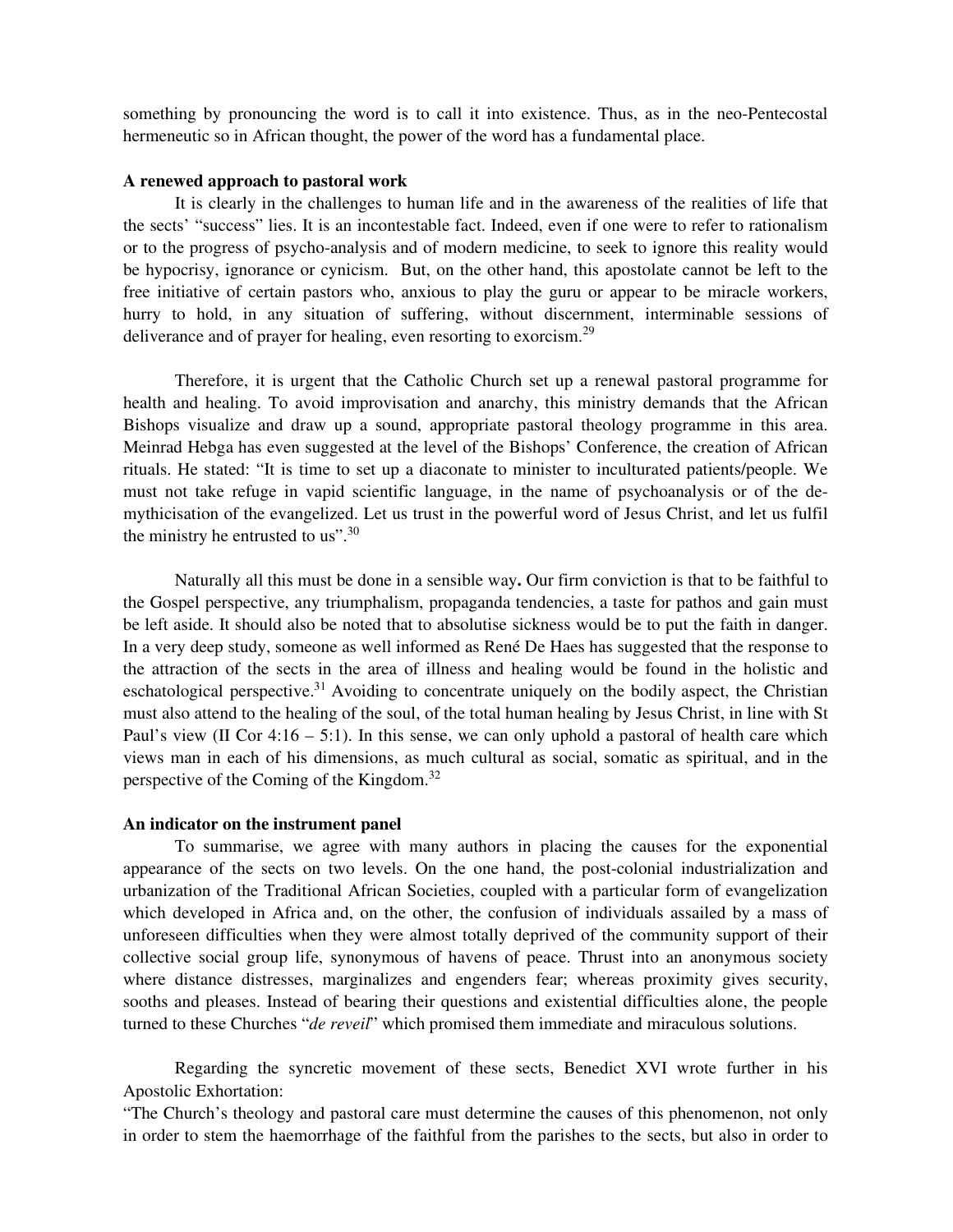something by pronouncing the word is to call it into existence. Thus, as in the neo-Pentecostal hermeneutic so in African thought, the power of the word has a fundamental place.

**A renewed approach to pastoral work**

It is clearly in the challenges to human life and in the awareness of the realities of life that the sects' "success" lies. It is an incontestable fact. Indeed, even if one were to refer to rationalism or to the progress of psycho-analysis and of modern medicine, to seek to ignore this reality would be hypocrisy, ignorance or cynicism. But, on the other hand, this apostolate cannot be left to the free initiative of certain pastors who, anxious to play the guru or appear to be miracle workers, hurry to hold, in any situation of suffering, without discernment, interminable sessions of deliverance and of prayer for healing, even resorting to exorcism.[29]

Therefore, it is urgent that the Catholic Church set up a renewal pastoral programme for health and healing. To avoid improvisation and anarchy, this ministry demands that the African Bishops visualize and draw up a sound, appropriate pastoral theology programme in this area. Meinrad Hebga has even suggested at the level of the Bishops' Conference, the creation of African rituals. He stated: "It is time to set up a diaconate to minister to inculturated patients/people. We must not take refuge in vapid scientific language, in the name of psychoanalysis or of the de-mythicisation of the evangelized. Let us trust in the powerful word of Jesus Christ, and let us fulfil the ministry he entrusted to us".[30]

Naturally all this must be done in a sensible way**.** Our firm conviction is that to be faithful to the Gospel perspective, any triumphalism, propaganda tendencies, a taste for pathos and gain must be left aside. It should also be noted that to absolutise sickness would be to put the faith in danger. In a very deep study, someone as well informed as René De Haes has suggested that the response to the attraction of the sects in the area of illness and healing would be found in the holistic and eschatological perspective.[31] Avoiding to concentrate uniquely on the bodily aspect, the Christian must also attend to the healing of the soul, of the total human healing by Jesus Christ, in line with St Paul's view (II Cor 4:16 – 5:1). In this sense, we can only uphold a pastoral of health care which views man in each of his dimensions, as much cultural as social, somatic as spiritual, and in the perspective of the Coming of the Kingdom.[32]

**An indicator on the instrument panel**

To summarise, we agree with many authors in placing the causes for the exponential appearance of the sects on two levels. On the one hand, the post-colonial industrialization and urbanization of the Traditional African Societies, coupled with a particular form of evangelization which developed in Africa and, on the other, the confusion of individuals assailed by a mass of unforeseen difficulties when they were almost totally deprived of the community support of their collective social group life, synonymous of havens of peace. Thrust into an anonymous society where distance distresses, marginalizes and engenders fear; whereas proximity gives security, sooths and pleases. Instead of bearing their questions and existential difficulties alone, the people turned to these Churches "*de reveil*" which promised them immediate and miraculous solutions.

Regarding the syncretic movement of these sects, Benedict XVI wrote further in his Apostolic Exhortation:

"The Church's theology and pastoral care must determine the causes of this phenomenon, not only in order to stem the haemorrhage of the faithful from the parishes to the sects, but also in order to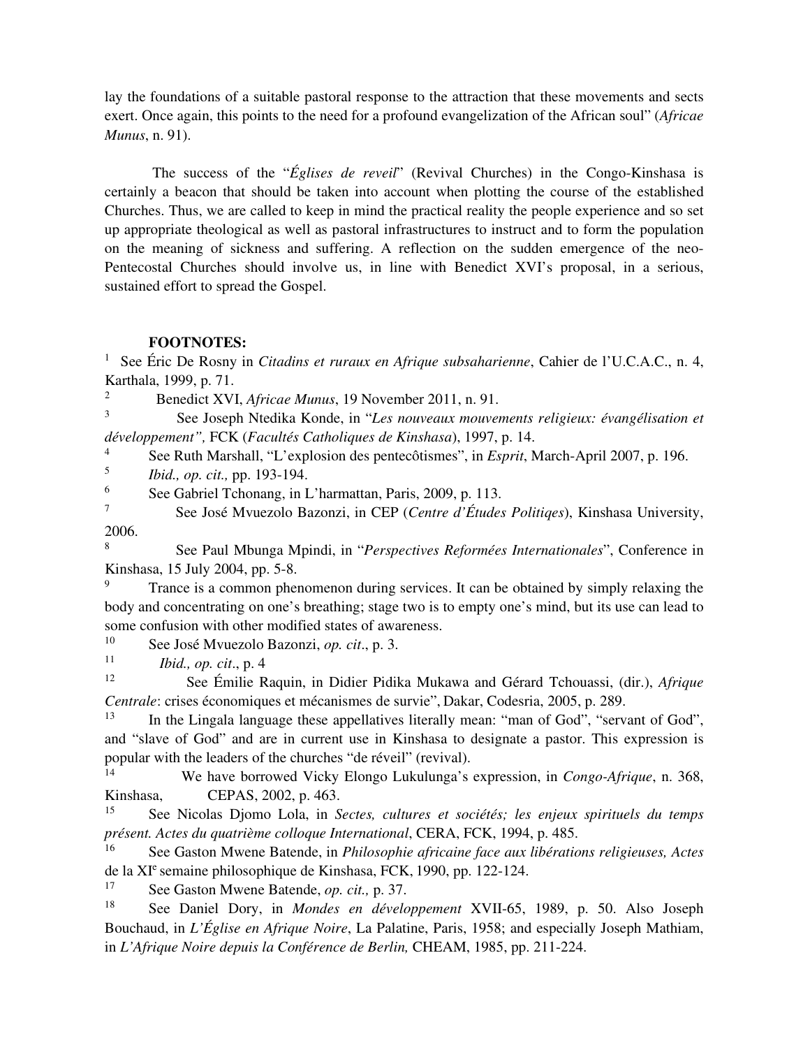lay the foundations of a suitable pastoral response to the attraction that these movements and sects exert. Once again, this points to the need for a profound evangelization of the African soul" (*Africae Munus*, n. 91).

The success of the "*Églises de reveil*" (Revival Churches) in the Congo-Kinshasa is certainly a beacon that should be taken into account when plotting the course of the established Churches. Thus, we are called to keep in mind the practical reality the people experience and so set up appropriate theological as well as pastoral infrastructures to instruct and to form the population on the meaning of sickness and suffering. A reflection on the sudden emergence of the neo-Pentecostal Churches should involve us, in line with Benedict XVI's proposal, in a serious, sustained effort to spread the Gospel.

**FOOTNOTES:**

[1] See Éric De Rosny in *Citadins et ruraux en Afrique subsaharienne*, Cahier de l'U.C.A.C., n. 4, Karthala, 1999, p. 71.

[2] Benedict XVI, *Africae Munus*, 19 November 2011, n. 91.

[3] See Joseph Ntedika Konde, in "*Les nouveaux mouvements religieux: évangélisation et développement",* FCK (*Facultés Catholiques de Kinshasa*), 1997, p. 14.

[4] See Ruth Marshall, "L'explosion des pentecôtismes", in *Esprit*, March-April 2007, p. 196.

[5] *Ibid., op. cit.,* pp. 193-194.

[6] See Gabriel Tchonang, in L'harmattan, Paris, 2009, p. 113.

[7] See José Mvuezolo Bazonzi, in CEP (*Centre d'Études Politiqes*), Kinshasa University, 2006.

[8] See Paul Mbunga Mpindi, in "*Perspectives Reformées Internationales*", Conference in Kinshasa, 15 July 2004, pp. 5-8.

[9] Trance is a common phenomenon during services. It can be obtained by simply relaxing the body and concentrating on one's breathing; stage two is to empty one's mind, but its use can lead to some confusion with other modified states of awareness.

[10] See José Mvuezolo Bazonzi, *op. cit*., p. 3.

[11] *Ibid., op. cit*., p. 4

[12] See Émilie Raquin, in Didier Pidika Mukawa and Gérard Tchouassi, (dir.), *Afrique Centrale*: crises économiques et mécanismes de survie", Dakar, Codesria, 2005, p. 289.

[13] In the Lingala language these appellatives literally mean: "man of God", "servant of God", and "slave of God" and are in current use in Kinshasa to designate a pastor. This expression is popular with the leaders of the churches "de réveil" (revival).

[14] We have borrowed Vicky Elongo Lukulunga's expression, in *Congo-Afrique*, n. 368, Kinshasa, CEPAS, 2002, p. 463.

[15] See Nicolas Djomo Lola, in *Sectes, cultures et sociétés; les enjeux spirituels du temps présent. Actes du quatrième colloque International*, CERA, FCK, 1994, p. 485.

[16] See Gaston Mwene Batende, in *Philosophie africaine face aux libérations religieuses, Actes* de la XI[e] semaine philosophique de Kinshasa, FCK, 1990, pp. 122-124.

[17] See Gaston Mwene Batende, *op. cit.,* p. 37.

[18] See Daniel Dory, in *Mondes en développement* XVII-65, 1989, p. 50. Also Joseph Bouchaud, in *L'Église en Afrique Noire*, La Palatine, Paris, 1958; and especially Joseph Mathiam, in *L'Afrique Noire depuis la Conférence de Berlin,* CHEAM, 1985, pp. 211-224.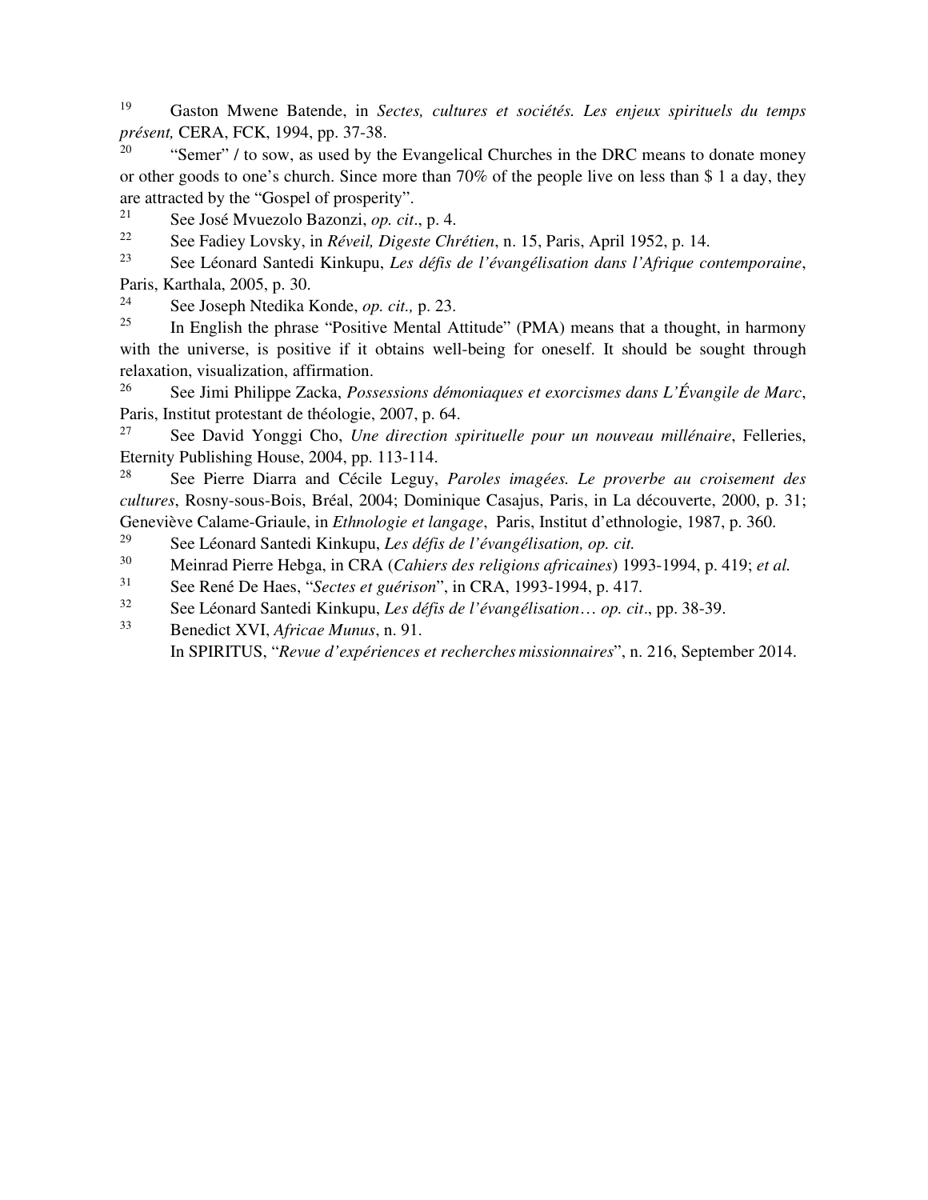[19] Gaston Mwene Batende, in *Sectes, cultures et sociétés. Les enjeux spirituels du temps présent,* CERA, FCK, 1994, pp. 37-38.

[20] "Semer" / to sow, as used by the Evangelical Churches in the DRC means to donate money or other goods to one's church. Since more than 70% of the people live on less than $ 1 a day, they are attracted by the "Gospel of prosperity".

[21] See José Mvuezolo Bazonzi, *op. cit*., p. 4.

[22] See Fadiey Lovsky, in *Réveil, Digeste Chrétien*, n. 15, Paris, April 1952, p. 14.

[23] See Léonard Santedi Kinkupu, *Les défis de l'évangélisation dans l'Afrique contemporaine*, Paris, Karthala, 2005, p. 30.

[24] See Joseph Ntedika Konde, *op. cit.,* p. 23.

[25] In English the phrase "Positive Mental Attitude" (PMA) means that a thought, in harmony with the universe, is positive if it obtains well-being for oneself. It should be sought through relaxation, visualization, affirmation.

[26] See Jimi Philippe Zacka, *Possessions démoniaques et exorcismes dans L'Évangile de Marc*, Paris, Institut protestant de théologie, 2007, p. 64.

[27] See David Yonggi Cho, *Une direction spirituelle pour un nouveau millénaire*, Felleries, Eternity Publishing House, 2004, pp. 113-114.

[28] See Pierre Diarra and Cécile Leguy, *Paroles imagées. Le proverbe au croisement des cultures*, Rosny-sous-Bois, Bréal, 2004; Dominique Casajus, Paris, in La découverte, 2000, p. 31; Geneviève Calame-Griaule, in *Ethnologie et langage*, Paris, Institut d'ethnologie, 1987, p. 360.

[29] See Léonard Santedi Kinkupu, *Les défis de l'évangélisation, op. cit.*

[30] Meinrad Pierre Hebga, in CRA (*Cahiers des religions africaines*) 1993-1994, p. 419; *et al.*

[31] See René De Haes, "*Sectes et guérison*", in CRA, 1993-1994, p. 417.

[32] See Léonard Santedi Kinkupu, *Les défis de l'évangélisation… op. cit*., pp. 38-39.

[33] Benedict XVI, *Africae Munus*, n. 91.

In SPIRITUS, "*Revue d'expériences et recherches missionnaires*", n. 216, September 2014.